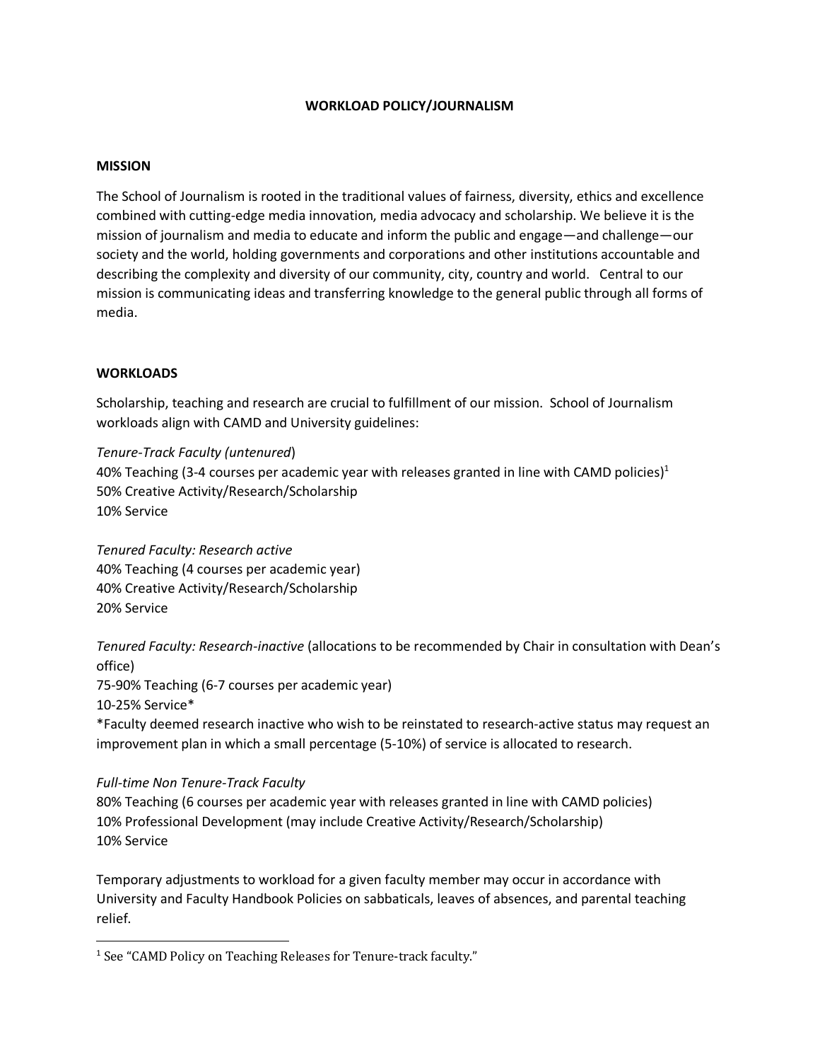# WORKLOAD POLICY/JOURNALISM

## MISSION

The School of Journalism is rooted in the traditional values of fairness, diversity, ethics and excellence combined with cutting-edge media innovation, media advocacy and scholarship. We believe it is the mission of journalism and media to educate and inform the public and engage—and challenge—our society and the world, holding governments and corporations and other institutions accountable and describing the complexity and diversity of our community, city, country and world. Central to our mission is communicating ideas and transferring knowledge to the general public through all forms of media.

## WORKLOADS

Scholarship, teaching and research are crucial to fulfillment of our mission. School of Journalism workloads align with CAMD and University guidelines:

*Tenure-Track Faculty (untenured*)
40% Teaching (3-4 courses per academic year with releases granted in line with CAMD policies)[1]
50% Creative Activity/Research/Scholarship
10% Service

*Tenured Faculty: Research active*
40% Teaching (4 courses per academic year)
40% Creative Activity/Research/Scholarship
20% Service

*Tenured Faculty: Research-inactive* (allocations to be recommended by Chair in consultation with Dean's office)
75-90% Teaching (6-7 courses per academic year)
10-25% Service*
*Faculty deemed research inactive who wish to be reinstated to research-active status may request an improvement plan in which a small percentage (5-10%) of service is allocated to research.

*Full-time Non Tenure-Track Faculty*
80% Teaching (6 courses per academic year with releases granted in line with CAMD policies)
10% Professional Development (may include Creative Activity/Research/Scholarship)
10% Service

Temporary adjustments to workload for a given faculty member may occur in accordance with University and Faculty Handbook Policies on sabbaticals, leaves of absences, and parental teaching relief.

---

[1] See "CAMD Policy on Teaching Releases for Tenure-track faculty."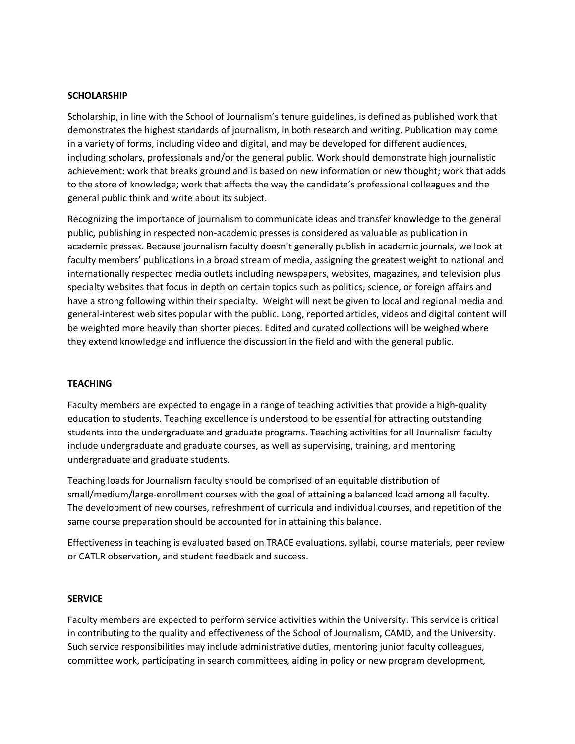**SCHOLARSHIP**

Scholarship, in line with the School of Journalism's tenure guidelines, is defined as published work that demonstrates the highest standards of journalism, in both research and writing. Publication may come in a variety of forms, including video and digital, and may be developed for different audiences, including scholars, professionals and/or the general public. Work should demonstrate high journalistic achievement: work that breaks ground and is based on new information or new thought; work that adds to the store of knowledge; work that affects the way the candidate's professional colleagues and the general public think and write about its subject.

Recognizing the importance of journalism to communicate ideas and transfer knowledge to the general public, publishing in respected non-academic presses is considered as valuable as publication in academic presses. Because journalism faculty doesn't generally publish in academic journals, we look at faculty members' publications in a broad stream of media, assigning the greatest weight to national and internationally respected media outlets including newspapers, websites, magazines, and television plus specialty websites that focus in depth on certain topics such as politics, science, or foreign affairs and have a strong following within their specialty. Weight will next be given to local and regional media and general-interest web sites popular with the public. Long, reported articles, videos and digital content will be weighted more heavily than shorter pieces. Edited and curated collections will be weighed where they extend knowledge and influence the discussion in the field and with the general public.

**TEACHING**

Faculty members are expected to engage in a range of teaching activities that provide a high-quality education to students. Teaching excellence is understood to be essential for attracting outstanding students into the undergraduate and graduate programs. Teaching activities for all Journalism faculty include undergraduate and graduate courses, as well as supervising, training, and mentoring undergraduate and graduate students.

Teaching loads for Journalism faculty should be comprised of an equitable distribution of small/medium/large-enrollment courses with the goal of attaining a balanced load among all faculty. The development of new courses, refreshment of curricula and individual courses, and repetition of the same course preparation should be accounted for in attaining this balance.

Effectiveness in teaching is evaluated based on TRACE evaluations, syllabi, course materials, peer review or CATLR observation, and student feedback and success.

**SERVICE**

Faculty members are expected to perform service activities within the University. This service is critical in contributing to the quality and effectiveness of the School of Journalism, CAMD, and the University. Such service responsibilities may include administrative duties, mentoring junior faculty colleagues, committee work, participating in search committees, aiding in policy or new program development,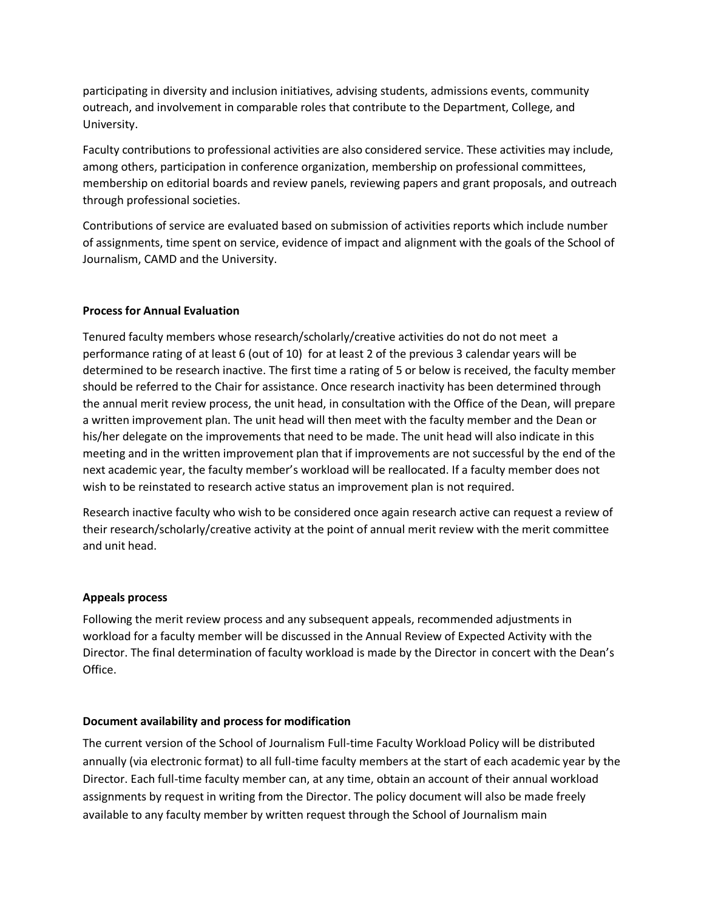participating in diversity and inclusion initiatives, advising students, admissions events, community outreach, and involvement in comparable roles that contribute to the Department, College, and University.

Faculty contributions to professional activities are also considered service. These activities may include, among others, participation in conference organization, membership on professional committees, membership on editorial boards and review panels, reviewing papers and grant proposals, and outreach through professional societies.

Contributions of service are evaluated based on submission of activities reports which include number of assignments, time spent on service, evidence of impact and alignment with the goals of the School of Journalism, CAMD and the University.

**Process for Annual Evaluation**

Tenured faculty members whose research/scholarly/creative activities do not do not meet a performance rating of at least 6 (out of 10) for at least 2 of the previous 3 calendar years will be determined to be research inactive. The first time a rating of 5 or below is received, the faculty member should be referred to the Chair for assistance. Once research inactivity has been determined through the annual merit review process, the unit head, in consultation with the Office of the Dean, will prepare a written improvement plan. The unit head will then meet with the faculty member and the Dean or his/her delegate on the improvements that need to be made. The unit head will also indicate in this meeting and in the written improvement plan that if improvements are not successful by the end of the next academic year, the faculty member's workload will be reallocated. If a faculty member does not wish to be reinstated to research active status an improvement plan is not required.

Research inactive faculty who wish to be considered once again research active can request a review of their research/scholarly/creative activity at the point of annual merit review with the merit committee and unit head.

**Appeals process**

Following the merit review process and any subsequent appeals, recommended adjustments in workload for a faculty member will be discussed in the Annual Review of Expected Activity with the Director. The final determination of faculty workload is made by the Director in concert with the Dean's Office.

**Document availability and process for modification**

The current version of the School of Journalism Full-time Faculty Workload Policy will be distributed annually (via electronic format) to all full-time faculty members at the start of each academic year by the Director. Each full-time faculty member can, at any time, obtain an account of their annual workload assignments by request in writing from the Director. The policy document will also be made freely available to any faculty member by written request through the School of Journalism main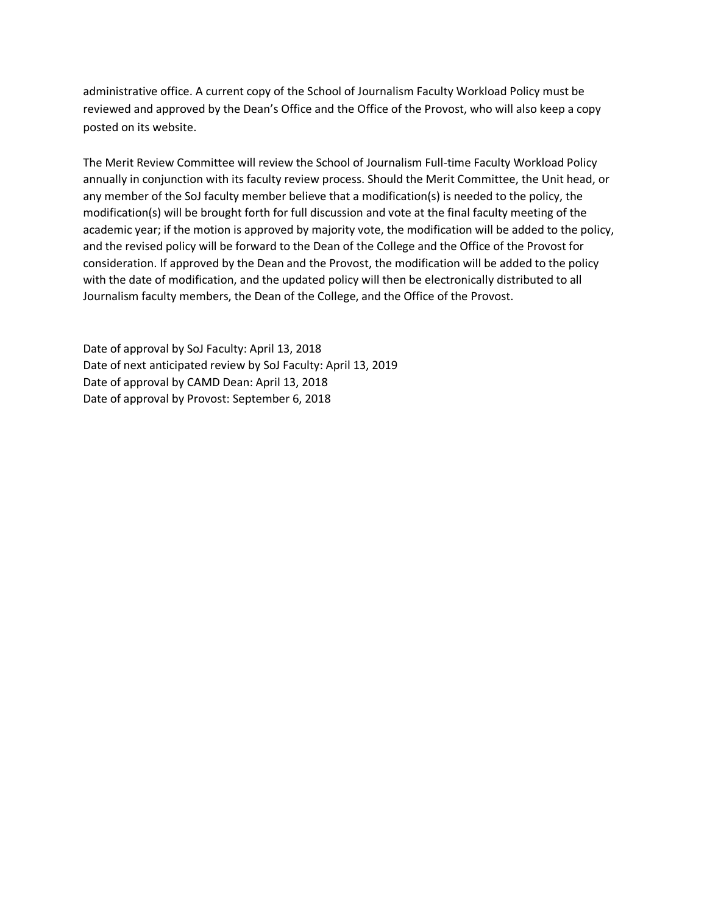administrative office. A current copy of the School of Journalism Faculty Workload Policy must be reviewed and approved by the Dean's Office and the Office of the Provost, who will also keep a copy posted on its website.

The Merit Review Committee will review the School of Journalism Full-time Faculty Workload Policy annually in conjunction with its faculty review process. Should the Merit Committee, the Unit head, or any member of the SoJ faculty member believe that a modification(s) is needed to the policy, the modification(s) will be brought forth for full discussion and vote at the final faculty meeting of the academic year; if the motion is approved by majority vote, the modification will be added to the policy, and the revised policy will be forward to the Dean of the College and the Office of the Provost for consideration. If approved by the Dean and the Provost, the modification will be added to the policy with the date of modification, and the updated policy will then be electronically distributed to all Journalism faculty members, the Dean of the College, and the Office of the Provost.

Date of approval by SoJ Faculty: April 13, 2018
Date of next anticipated review by SoJ Faculty: April 13, 2019
Date of approval by CAMD Dean: April 13, 2018
Date of approval by Provost: September 6, 2018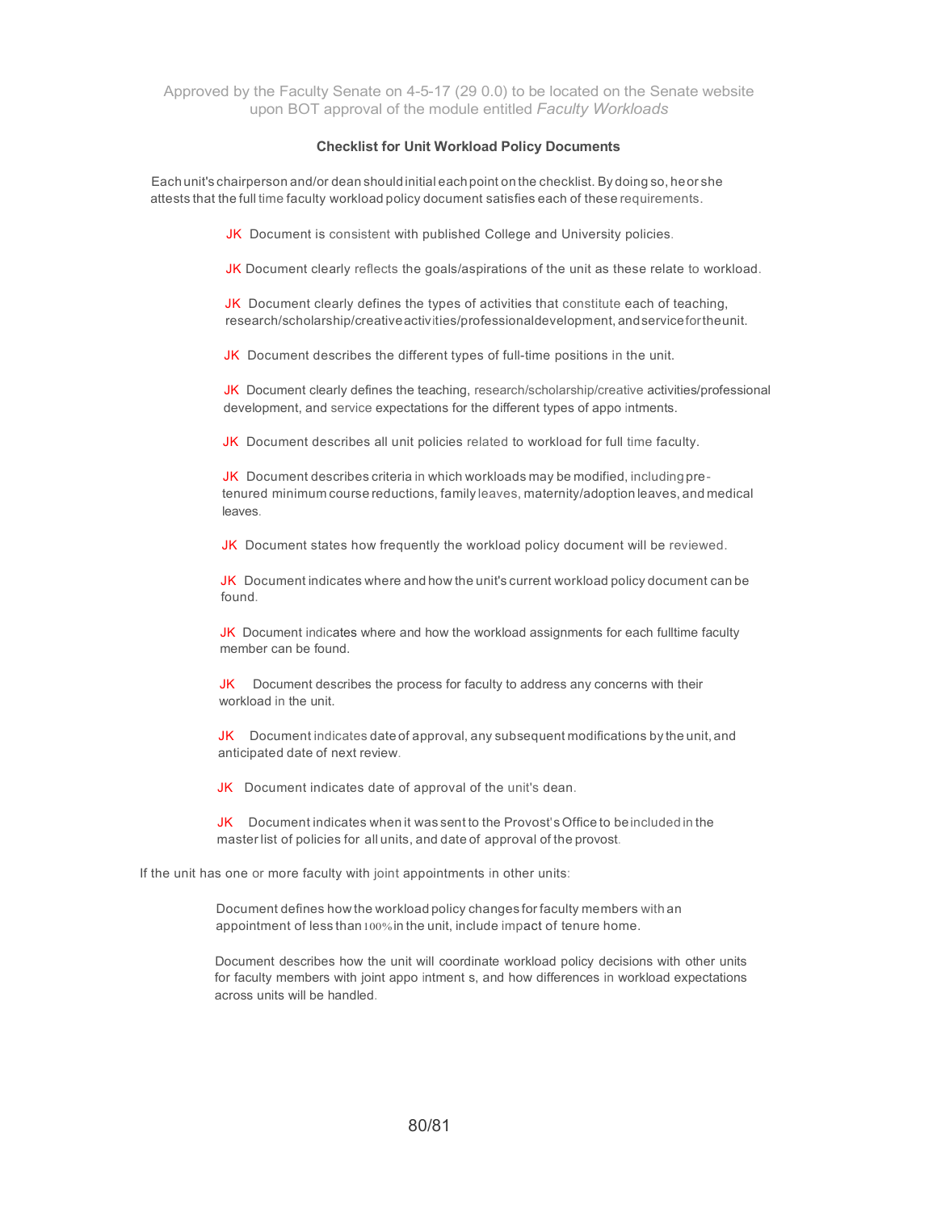Approved by the Faculty Senate on 4-5-17 (29 0.0) to be located on the Senate website upon BOT approval of the module entitled *Faculty Workloads*

**Checklist for Unit Workload Policy Documents**

Each unit's chairperson and/or dean should initial each point on the checklist. By doing so, he or she attests that the full time faculty workload policy document satisfies each of these requirements.

JK Document is consistent with published College and University policies.

JK Document clearly reflects the goals/aspirations of the unit as these relate to workload.

JK Document clearly defines the types of activities that constitute each of teaching, research/scholarship/creative activities/professional development, and service for the unit.

JK Document describes the different types of full-time positions in the unit.

JK Document clearly defines the teaching, research/scholarship/creative activities/professional development, and service expectations for the different types of appointments.

JK Document describes all unit policies related to workload for full time faculty.

JK Document describes criteria in which workloads may be modified, including pre-tenured minimum course reductions, family leaves, maternity/adoption leaves, and medical leaves.

JK Document states how frequently the workload policy document will be reviewed.

JK Document indicates where and how the unit's current workload policy document can be found.

JK Document indicates where and how the workload assignments for each fulltime faculty member can be found.

JK Document describes the process for faculty to address any concerns with their workload in the unit.

JK Document indicates date of approval, any subsequent modifications by the unit, and anticipated date of next review.

JK Document indicates date of approval of the unit's dean.

JK Document indicates when it was sent to the Provost's Office to be included in the master list of policies for all units, and date of approval of the provost.

If the unit has one or more faculty with joint appointments in other units:

Document defines how the workload policy changes for faculty members with an appointment of less than 100% in the unit, include impact of tenure home.

Document describes how the unit will coordinate workload policy decisions with other units for faculty members with joint appointments, and how differences in workload expectations across units will be handled.